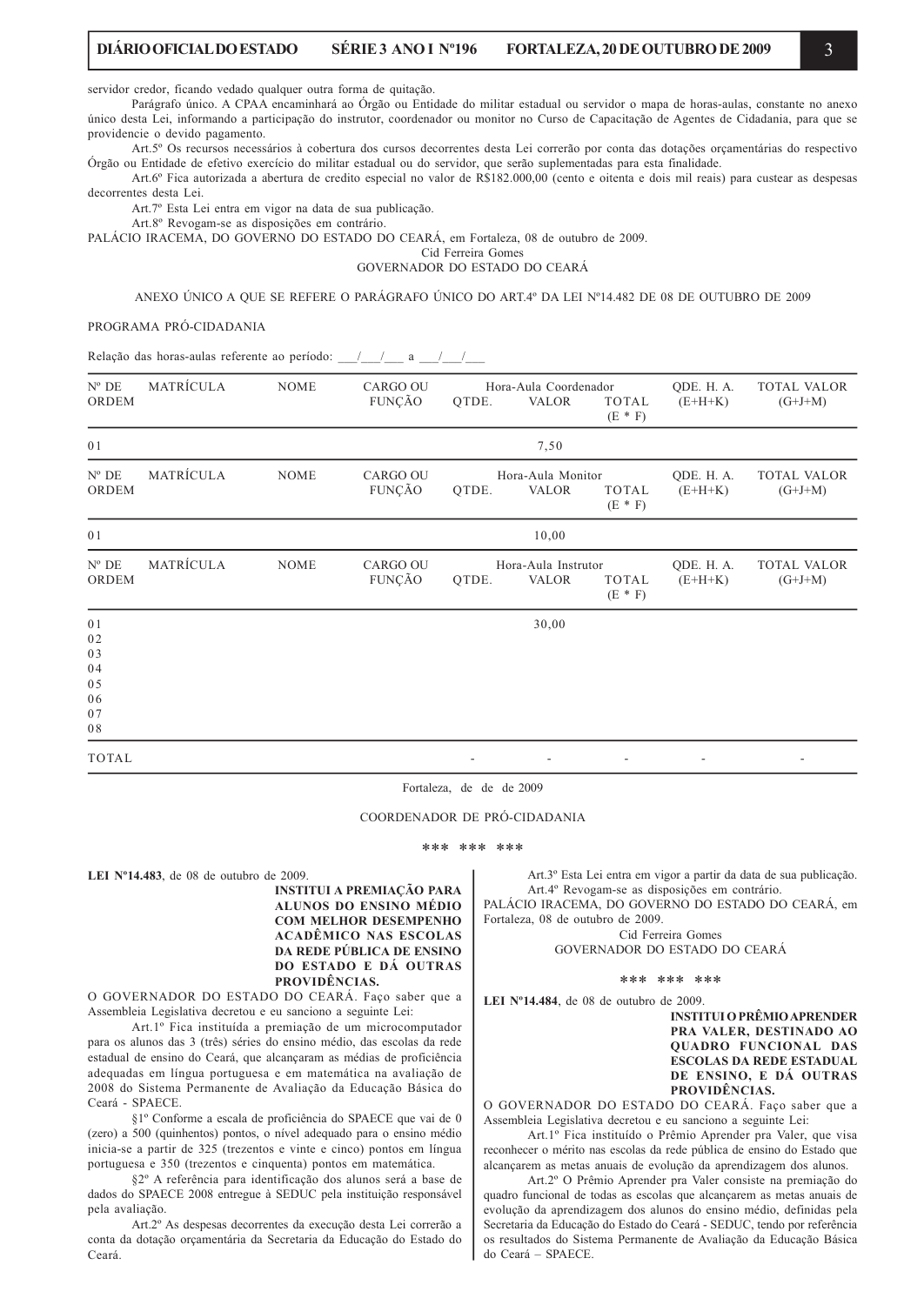servidor credor, ficando vedado qualquer outra forma de quitação.

Parágrafo único. A CPAA encaminhará ao Órgão ou Entidade do militar estadual ou servidor o mapa de horas-aulas, constante no anexo único desta Lei, informando a participação do instrutor, coordenador ou monitor no Curso de Capacitação de Agentes de Cidadania, para que se providencie o devido pagamento.

Art.5º Os recursos necessários à cobertura dos cursos decorrentes desta Lei correrão por conta das dotações orçamentárias do respectivo Órgão ou Entidade de efetivo exercício do militar estadual ou do servidor, que serão suplementadas para esta finalidade.

Art.6º Fica autorizada a abertura de credito especial no valor de R$182.000,00 (cento e oitenta e dois mil reais) para custear as despesas decorrentes desta Lei.

Art.7º Esta Lei entra em vigor na data de sua publicação.

Art.8º Revogam-se as disposições em contrário.

PALÁCIO IRACEMA, DO GOVERNO DO ESTADO DO CEARÁ, em Fortaleza, 08 de outubro de 2009.

Cid Ferreira Gomes
GOVERNADOR DO ESTADO DO CEARÁ

ANEXO ÚNICO A QUE SE REFERE O PARÁGRAFO ÚNICO DO ART.4º DA LEI Nº14.482 DE 08 DE OUTUBRO DE 2009

PROGRAMA PRÓ-CIDADANIA

Relação das horas-aulas referente ao período: ___/___/___ a ___/___/___

| Nº DE ORDEM | MATRÍCULA | NOME | CARGO OU FUNÇÃO | Hora-Aula Coordenador QTDE. | VALOR | TOTAL (E * F) | QDE. H. A. (E+H+K) | TOTAL VALOR (G+J+M) |
|---|---|---|---|---|---|---|---|---|
| 01 | | | | | 7,50 | | | |

| Nº DE ORDEM | MATRÍCULA | NOME | CARGO OU FUNÇÃO | Hora-Aula Monitor QTDE. | VALOR | TOTAL (E * F) | QDE. H. A. (E+H+K) | TOTAL VALOR (G+J+M) |
|---|---|---|---|---|---|---|---|---|
| 01 | | | | | 10,00 | | | |

| Nº DE ORDEM | MATRÍCULA | NOME | CARGO OU FUNÇÃO | Hora-Aula Instrutor QTDE. | VALOR | TOTAL (E * F) | QDE. H. A. (E+H+K) | TOTAL VALOR (G+J+M) |
|---|---|---|---|---|---|---|---|---|
| 01 | | | | | 30,00 | | | |
| 02 | | | | | | | | |
| 03 | | | | | | | | |
| 04 | | | | | | | | |
| 05 | | | | | | | | |
| 06 | | | | | | | | |
| 07 | | | | | | | | |
| 08 | | | | | | | | |
| TOTAL | | | | - | - | - | - | - |

Fortaleza, de de de 2009

COORDENADOR DE PRÓ-CIDADANIA

\*\*\* \*\*\* \*\*\*

**LEI Nº14.483**, de 08 de outubro de 2009.

**INSTITUI A PREMIAÇÃO PARA ALUNOS DO ENSINO MÉDIO COM MELHOR DESEMPENHO ACADÊMICO NAS ESCOLAS DA REDE PÚBLICA DE ENSINO DO ESTADO E DÁ OUTRAS PROVIDÊNCIAS.**

O GOVERNADOR DO ESTADO DO CEARÁ. Faço saber que a Assembleia Legislativa decretou e eu sanciono a seguinte Lei:

Art.1º Fica instituída a premiação de um microcomputador para os alunos das 3 (três) séries do ensino médio, das escolas da rede estadual de ensino do Ceará, que alcançaram as médias de proficiência adequadas em língua portuguesa e em matemática na avaliação de 2008 do Sistema Permanente de Avaliação da Educação Básica do Ceará - SPAECE.

§1º Conforme a escala de proficiência do SPAECE que vai de 0 (zero) a 500 (quinhentos) pontos, o nível adequado para o ensino médio inicia-se a partir de 325 (trezentos e vinte e cinco) pontos em língua portuguesa e 350 (trezentos e cinquenta) pontos em matemática.

§2º A referência para identificação dos alunos será a base de dados do SPAECE 2008 entregue à SEDUC pela instituição responsável pela avaliação.

Art.2º As despesas decorrentes da execução desta Lei correrão a conta da dotação orçamentária da Secretaria da Educação do Estado do Ceará.

Art.3º Esta Lei entra em vigor a partir da data de sua publicação.

Art.4º Revogam-se as disposições em contrário.

PALÁCIO IRACEMA, DO GOVERNO DO ESTADO DO CEARÁ, em Fortaleza, 08 de outubro de 2009.

Cid Ferreira Gomes
GOVERNADOR DO ESTADO DO CEARÁ

\*\*\* \*\*\* \*\*\*

**LEI Nº14.484**, de 08 de outubro de 2009.

**INSTITUI O PRÊMIO APRENDER PRA VALER, DESTINADO AO QUADRO FUNCIONAL DAS ESCOLAS DA REDE ESTADUAL DE ENSINO, E DÁ OUTRAS PROVIDÊNCIAS.**

O GOVERNADOR DO ESTADO DO CEARÁ. Faço saber que a Assembleia Legislativa decretou e eu sanciono a seguinte Lei:

Art.1º Fica instituído o Prêmio Aprender pra Valer, que visa reconhecer o mérito nas escolas da rede pública de ensino do Estado que alcançarem as metas anuais de evolução da aprendizagem dos alunos.

Art.2º O Prêmio Aprender pra Valer consiste na premiação do quadro funcional de todas as escolas que alcançarem as metas anuais de evolução da aprendizagem dos alunos do ensino médio, definidas pela Secretaria da Educação do Estado do Ceará - SEDUC, tendo por referência os resultados do Sistema Permanente de Avaliação da Educação Básica do Ceará – SPAECE.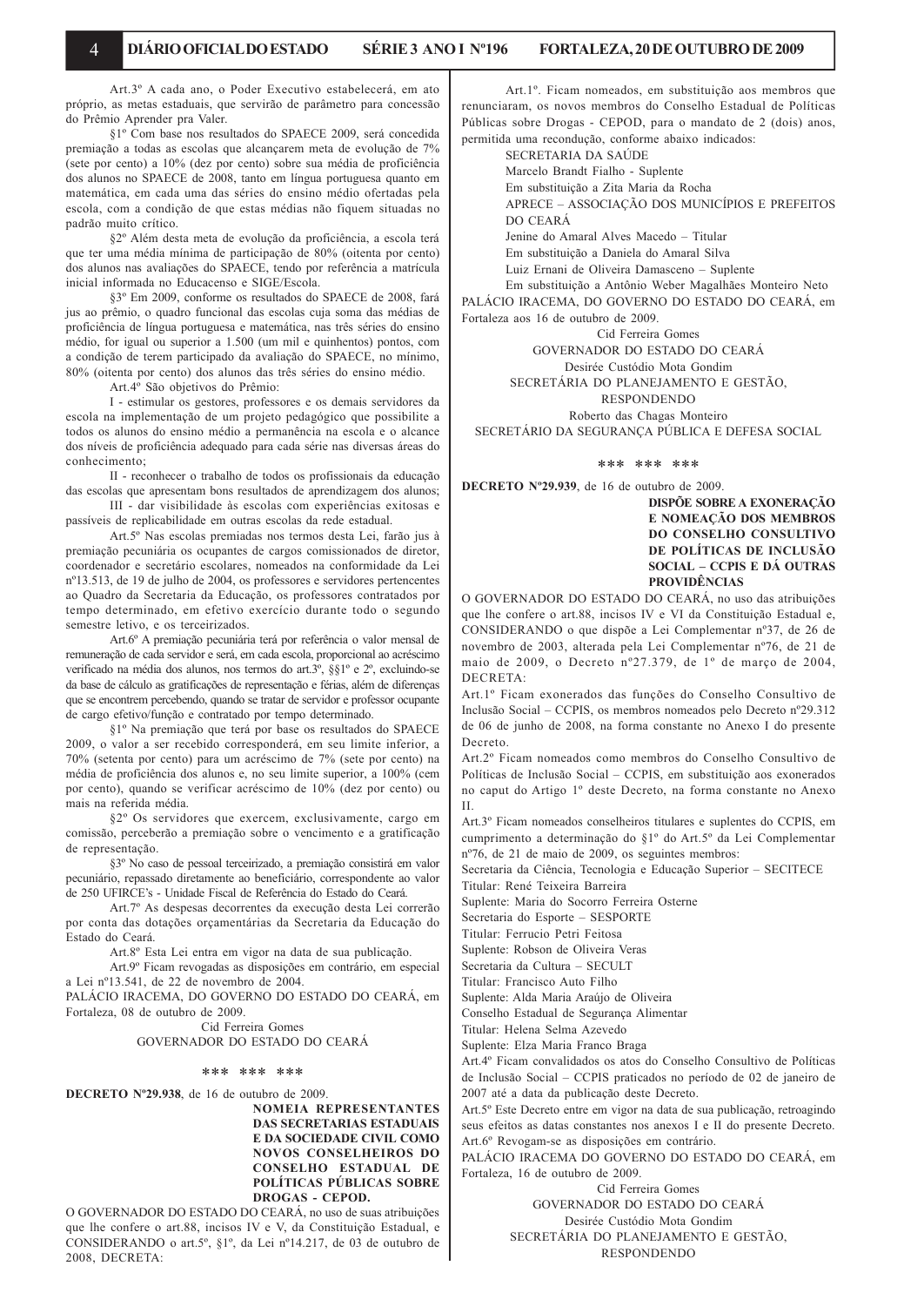Art.3º A cada ano, o Poder Executivo estabelecerá, em ato próprio, as metas estaduais, que servirão de parâmetro para concessão do Prêmio Aprender pra Valer.

§1º Com base nos resultados do SPAECE 2009, será concedida premiação a todas as escolas que alcançarem meta de evolução de 7% (sete por cento) a 10% (dez por cento) sobre sua média de proficiência dos alunos no SPAECE de 2008, tanto em língua portuguesa quanto em matemática, em cada uma das séries do ensino médio ofertadas pela escola, com a condição de que estas médias não fiquem situadas no padrão muito crítico.

§2º Além desta meta de evolução da proficiência, a escola terá que ter uma média mínima de participação de 80% (oitenta por cento) dos alunos nas avaliações do SPAECE, tendo por referência a matrícula inicial informada no Educacenso e SIGE/Escola.

§3º Em 2009, conforme os resultados do SPAECE de 2008, fará jus ao prêmio, o quadro funcional das escolas cuja soma das médias de proficiência de língua portuguesa e matemática, nas três séries do ensino médio, for igual ou superior a 1.500 (um mil e quinhentos) pontos, com a condição de terem participado da avaliação do SPAECE, no mínimo, 80% (oitenta por cento) dos alunos das três séries do ensino médio.

Art.4º São objetivos do Prêmio:

I - estimular os gestores, professores e os demais servidores da escola na implementação de um projeto pedagógico que possibilite a todos os alunos do ensino médio a permanência na escola e o alcance dos níveis de proficiência adequado para cada série nas diversas áreas do conhecimento;

II - reconhecer o trabalho de todos os profissionais da educação das escolas que apresentam bons resultados de aprendizagem dos alunos;

III - dar visibilidade às escolas com experiências exitosas e passíveis de replicabilidade em outras escolas da rede estadual.

Art.5º Nas escolas premiadas nos termos desta Lei, farão jus à premiação pecuniária os ocupantes de cargos comissionados de diretor, coordenador e secretário escolares, nomeados na conformidade da Lei nº13.513, de 19 de julho de 2004, os professores e servidores pertencentes ao Quadro da Secretaria da Educação, os professores contratados por tempo determinado, em efetivo exercício durante todo o segundo semestre letivo, e os terceirizados.

Art.6º A premiação pecuniária terá por referência o valor mensal de remuneração de cada servidor e será, em cada escola, proporcional ao acréscimo verificado na média dos alunos, nos termos do art.3º, §§1º e 2º, excluindo-se da base de cálculo as gratificações de representação e férias, além de diferenças que se encontrem percebendo, quando se tratar de servidor e professor ocupante de cargo efetivo/função e contratado por tempo determinado.

§1º Na premiação que terá por base os resultados do SPAECE 2009, o valor a ser recebido corresponderá, em seu limite inferior, a 70% (setenta por cento) para um acréscimo de 7% (sete por cento) na média de proficiência dos alunos e, no seu limite superior, a 100% (cem por cento), quando se verificar acréscimo de 10% (dez por cento) ou mais na referida média.

§2º Os servidores que exercem, exclusivamente, cargo em comissão, perceberão a premiação sobre o vencimento e a gratificação de representação.

§3º No caso de pessoal terceirizado, a premiação consistirá em valor pecuniário, repassado diretamente ao beneficiário, correspondente ao valor de 250 UFIRCE's - Unidade Fiscal de Referência do Estado do Ceará.

Art.7º As despesas decorrentes da execução desta Lei correrão por conta das dotações orçamentárias da Secretaria da Educação do Estado do Ceará.

Art.8º Esta Lei entra em vigor na data de sua publicação.

Art.9º Ficam revogadas as disposições em contrário, em especial a Lei nº13.541, de 22 de novembro de 2004.

PALÁCIO IRACEMA, DO GOVERNO DO ESTADO DO CEARÁ, em Fortaleza, 08 de outubro de 2009.

Cid Ferreira Gomes
GOVERNADOR DO ESTADO DO CEARÁ

\*\*\* \*\*\* \*\*\*

**DECRETO Nº29.938**, de 16 de outubro de 2009.

**NOMEIA REPRESENTANTES DAS SECRETARIAS ESTADUAIS E DA SOCIEDADE CIVIL COMO NOVOS CONSELHEIROS DO CONSELHO ESTADUAL DE POLÍTICAS PÚBLICAS SOBRE DROGAS - CEPOD.**

O GOVERNADOR DO ESTADO DO CEARÁ, no uso de suas atribuições que lhe confere o art.88, incisos IV e V, da Constituição Estadual, e CONSIDERANDO o art.5º, §1º, da Lei nº14.217, de 03 de outubro de 2008, DECRETA:

Art.1º. Ficam nomeados, em substituição aos membros que renunciaram, os novos membros do Conselho Estadual de Políticas Públicas sobre Drogas - CEPOD, para o mandato de 2 (dois) anos, permitida uma recondução, conforme abaixo indicados:

SECRETARIA DA SAÚDE
Marcelo Brandt Fialho - Suplente
Em substituição a Zita Maria da Rocha
APRECE – ASSOCIAÇÃO DOS MUNICÍPIOS E PREFEITOS DO CEARÁ
Jenine do Amaral Alves Macedo – Titular
Em substituição a Daniela do Amaral Silva
Luiz Ernani de Oliveira Damasceno – Suplente
Em substituição a Antônio Weber Magalhães Monteiro Neto

PALÁCIO IRACEMA, DO GOVERNO DO ESTADO DO CEARÁ, em Fortaleza aos 16 de outubro de 2009.

Cid Ferreira Gomes
GOVERNADOR DO ESTADO DO CEARÁ
Desirée Custódio Mota Gondim
SECRETÁRIA DO PLANEJAMENTO E GESTÃO, RESPONDENDO
Roberto das Chagas Monteiro
SECRETÁRIO DA SEGURANÇA PÚBLICA E DEFESA SOCIAL

\*\*\* \*\*\* \*\*\*

**DECRETO Nº29.939**, de 16 de outubro de 2009.

**DISPÕE SOBRE A EXONERAÇÃO E NOMEAÇÃO DOS MEMBROS DO CONSELHO CONSULTIVO DE POLÍTICAS DE INCLUSÃO SOCIAL – CCPIS E DÁ OUTRAS PROVIDÊNCIAS**

O GOVERNADOR DO ESTADO DO CEARÁ, no uso das atribuições que lhe confere o art.88, incisos IV e VI da Constituição Estadual e, CONSIDERANDO o que dispõe a Lei Complementar nº37, de 26 de novembro de 2003, alterada pela Lei Complementar nº76, de 21 de maio de 2009, o Decreto nº27.379, de 1º de março de 2004, DECRETA:

Art.1º Ficam exonerados das funções do Conselho Consultivo de Inclusão Social – CCPIS, os membros nomeados pelo Decreto nº29.312 de 06 de junho de 2008, na forma constante no Anexo I do presente Decreto.

Art.2º Ficam nomeados como membros do Conselho Consultivo de Políticas de Inclusão Social – CCPIS, em substituição aos exonerados no caput do Artigo 1º deste Decreto, na forma constante no Anexo II.

Art.3º Ficam nomeados conselheiros titulares e suplentes do CCPIS, em cumprimento a determinação do §1º do Art.5º da Lei Complementar nº76, de 21 de maio de 2009, os seguintes membros:

Secretaria da Ciência, Tecnologia e Educação Superior – SECITECE
Titular: René Teixeira Barreira
Suplente: Maria do Socorro Ferreira Osterne
Secretaria do Esporte – SESPORTE
Titular: Ferrucio Petri Feitosa
Suplente: Robson de Oliveira Veras
Secretaria da Cultura – SECULT
Titular: Francisco Auto Filho
Suplente: Alda Maria Araújo de Oliveira
Conselho Estadual de Segurança Alimentar
Titular: Helena Selma Azevedo
Suplente: Elza Maria Franco Braga

Art.4º Ficam convalidados os atos do Conselho Consultivo de Políticas de Inclusão Social – CCPIS praticados no período de 02 de janeiro de 2007 até a data da publicação deste Decreto.

Art.5º Este Decreto entre em vigor na data de sua publicação, retroagindo seus efeitos as datas constantes nos anexos I e II do presente Decreto.

Art.6º Revogam-se as disposições em contrário.

PALÁCIO IRACEMA DO GOVERNO DO ESTADO DO CEARÁ, em Fortaleza, 16 de outubro de 2009.

Cid Ferreira Gomes
GOVERNADOR DO ESTADO DO CEARÁ
Desirée Custódio Mota Gondim
SECRETÁRIA DO PLANEJAMENTO E GESTÃO, RESPONDENDO